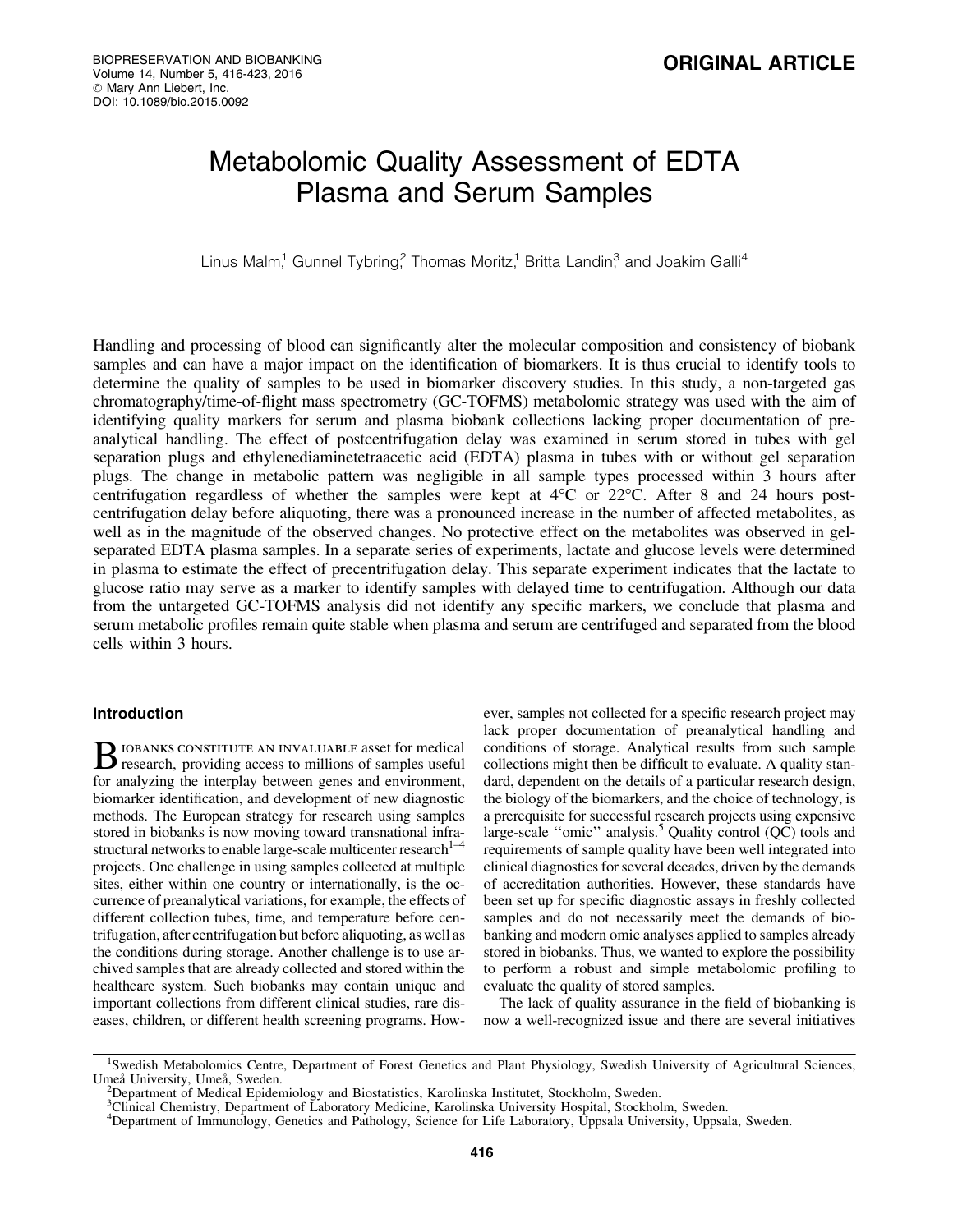ORIGINAL ARTICLE

# Metabolomic Quality Assessment of EDTA Plasma and Serum Samples

Linus Malm,[1] Gunnel Tybring,[2] Thomas Moritz,[1] Britta Landin,[3] and Joakim Galli[4]

Handling and processing of blood can significantly alter the molecular composition and consistency of biobank samples and can have a major impact on the identification of biomarkers. It is thus crucial to identify tools to determine the quality of samples to be used in biomarker discovery studies. In this study, a non-targeted gas chromatography/time-of-flight mass spectrometry (GC-TOFMS) metabolomic strategy was used with the aim of identifying quality markers for serum and plasma biobank collections lacking proper documentation of preanalytical handling. The effect of postcentrifugation delay was examined in serum stored in tubes with gel separation plugs and ethylenediaminetetraacetic acid (EDTA) plasma in tubes with or without gel separation plugs. The change in metabolic pattern was negligible in all sample types processed within 3 hours after centrifugation regardless of whether the samples were kept at 4°C or 22°C. After 8 and 24 hours postcentrifugation delay before aliquoting, there was a pronounced increase in the number of affected metabolites, as well as in the magnitude of the observed changes. No protective effect on the metabolites was observed in gel-separated EDTA plasma samples. In a separate series of experiments, lactate and glucose levels were determined in plasma to estimate the effect of precentrifugation delay. This separate experiment indicates that the lactate to glucose ratio may serve as a marker to identify samples with delayed time to centrifugation. Although our data from the untargeted GC-TOFMS analysis did not identify any specific markers, we conclude that plasma and serum metabolic profiles remain quite stable when plasma and serum are centrifuged and separated from the blood cells within 3 hours.

## Introduction

Biobanks constitute an invaluable asset for medical research, providing access to millions of samples useful for analyzing the interplay between genes and environment, biomarker identification, and development of new diagnostic methods. The European strategy for research using samples stored in biobanks is now moving toward transnational infrastructural networks to enable large-scale multicenter research[1–4] projects. One challenge in using samples collected at multiple sites, either within one country or internationally, is the occurrence of preanalytical variations, for example, the effects of different collection tubes, time, and temperature before centrifugation, after centrifugation but before aliquoting, as well as the conditions during storage. Another challenge is to use archived samples that are already collected and stored within the healthcare system. Such biobanks may contain unique and important collections from different clinical studies, rare diseases, children, or different health screening programs. However, samples not collected for a specific research project may lack proper documentation of preanalytical handling and conditions of storage. Analytical results from such sample collections might then be difficult to evaluate. A quality standard, dependent on the details of a particular research design, the biology of the biomarkers, and the choice of technology, is a prerequisite for successful research projects using expensive large-scale ''omic'' analysis.[5] Quality control (QC) tools and requirements of sample quality have been well integrated into clinical diagnostics for several decades, driven by the demands of accreditation authorities. However, these standards have been set up for specific diagnostic assays in freshly collected samples and do not necessarily meet the demands of biobanking and modern omic analyses applied to samples already stored in biobanks. Thus, we wanted to explore the possibility to perform a robust and simple metabolomic profiling to evaluate the quality of stored samples.

The lack of quality assurance in the field of biobanking is now a well-recognized issue and there are several initiatives

[1]Swedish Metabolomics Centre, Department of Forest Genetics and Plant Physiology, Swedish University of Agricultural Sciences, Umeå University, Umeå, Sweden.
[2]Department of Medical Epidemiology and Biostatistics, Karolinska Institutet, Stockholm, Sweden.
[3]Clinical Chemistry, Department of Laboratory Medicine, Karolinska University Hospital, Stockholm, Sweden.
[4]Department of Immunology, Genetics and Pathology, Science for Life Laboratory, Uppsala University, Uppsala, Sweden.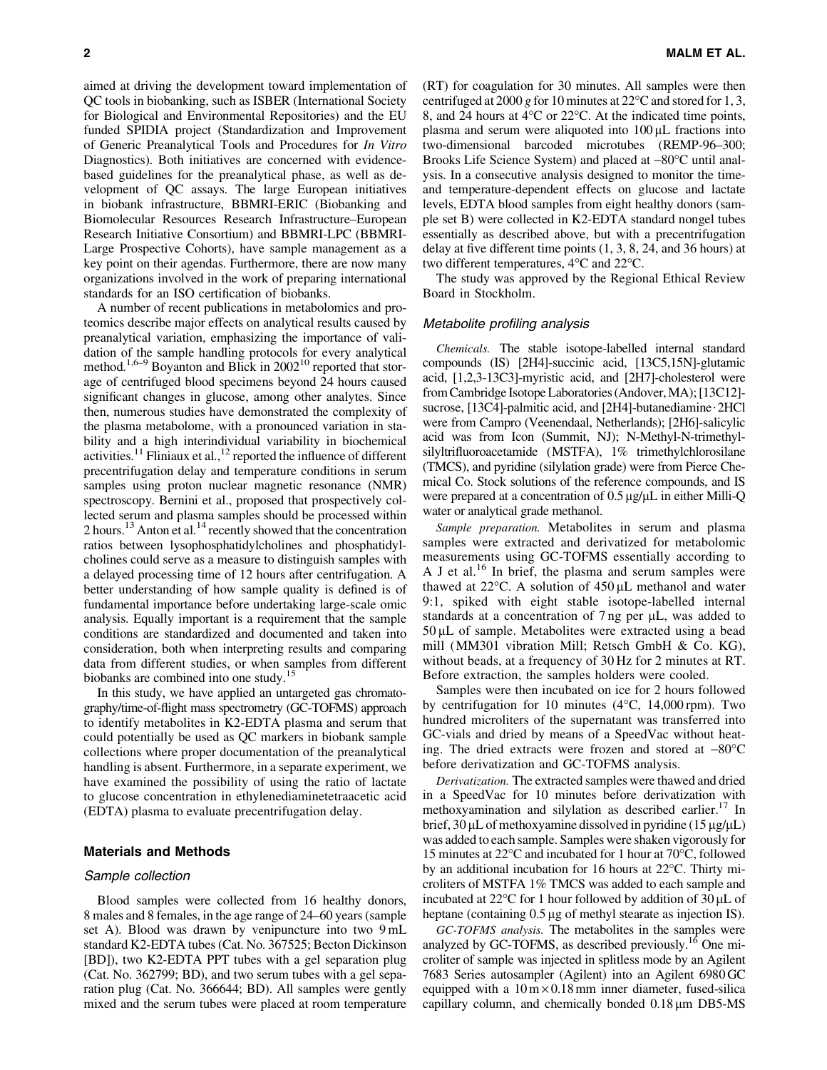aimed at driving the development toward implementation of QC tools in biobanking, such as ISBER (International Society for Biological and Environmental Repositories) and the EU funded SPIDIA project (Standardization and Improvement of Generic Preanalytical Tools and Procedures for *In Vitro* Diagnostics). Both initiatives are concerned with evidence-based guidelines for the preanalytical phase, as well as development of QC assays. The large European initiatives in biobank infrastructure, BBMRI-ERIC (Biobanking and Biomolecular Resources Research Infrastructure–European Research Initiative Consortium) and BBMRI-LPC (BBMRI-Large Prospective Cohorts), have sample management as a key point on their agendas. Furthermore, there are now many organizations involved in the work of preparing international standards for an ISO certification of biobanks.

A number of recent publications in metabolomics and proteomics describe major effects on analytical results caused by preanalytical variation, emphasizing the importance of validation of the sample handling protocols for every analytical method.[1,6–9] Boyanton and Blick in 2002[10] reported that storage of centrifuged blood specimens beyond 24 hours caused significant changes in glucose, among other analytes. Since then, numerous studies have demonstrated the complexity of the plasma metabolome, with a pronounced variation in stability and a high interindividual variability in biochemical activities.[11] Fliniaux et al.,[12] reported the influence of different precentrifugation delay and temperature conditions in serum samples using proton nuclear magnetic resonance (NMR) spectroscopy. Bernini et al., proposed that prospectively collected serum and plasma samples should be processed within 2 hours.[13] Anton et al.[14] recently showed that the concentration ratios between lysophosphatidylcholines and phosphatidylcholines could serve as a measure to distinguish samples with a delayed processing time of 12 hours after centrifugation. A better understanding of how sample quality is defined is of fundamental importance before undertaking large-scale omic analysis. Equally important is a requirement that the sample conditions are standardized and documented and taken into consideration, both when interpreting results and comparing data from different studies, or when samples from different biobanks are combined into one study.[15]

In this study, we have applied an untargeted gas chromatography/time-of-flight mass spectrometry (GC-TOFMS) approach to identify metabolites in K2-EDTA plasma and serum that could potentially be used as QC markers in biobank sample collections where proper documentation of the preanalytical handling is absent. Furthermore, in a separate experiment, we have examined the possibility of using the ratio of lactate to glucose concentration in ethylenediaminetetraacetic acid (EDTA) plasma to evaluate precentrifugation delay.

## Materials and Methods

### Sample collection

Blood samples were collected from 16 healthy donors, 8 males and 8 females, in the age range of 24–60 years (sample set A). Blood was drawn by venipuncture into two 9 mL standard K2-EDTA tubes (Cat. No. 367525; Becton Dickinson [BD]), two K2-EDTA PPT tubes with a gel separation plug (Cat. No. 362799; BD), and two serum tubes with a gel separation plug (Cat. No. 366644; BD). All samples were gently mixed and the serum tubes were placed at room temperature (RT) for coagulation for 30 minutes. All samples were then centrifuged at 2000 *g* for 10 minutes at 22°C and stored for 1, 3, 8, and 24 hours at 4°C or 22°C. At the indicated time points, plasma and serum were aliquoted into 100 μL fractions into two-dimensional barcoded microtubes (REMP-96–300; Brooks Life Science System) and placed at −80°C until analysis. In a consecutive analysis designed to monitor the time- and temperature-dependent effects on glucose and lactate levels, EDTA blood samples from eight healthy donors (sample set B) were collected in K2-EDTA standard nongel tubes essentially as described above, but with a precentrifugation delay at five different time points (1, 3, 8, 24, and 36 hours) at two different temperatures, 4°C and 22°C.

The study was approved by the Regional Ethical Review Board in Stockholm.

### Metabolite profiling analysis

*Chemicals.* The stable isotope-labelled internal standard compounds (IS) [2H4]-succinic acid, [13C5,15N]-glutamic acid, [1,2,3-13C3]-myristic acid, and [2H7]-cholesterol were from Cambridge Isotope Laboratories (Andover, MA); [13C12]-sucrose, [13C4]-palmitic acid, and [2H4]-butanediamine·2HCl were from Campro (Veenendaal, Netherlands); [2H6]-salicylic acid was from Icon (Summit, NJ); N-Methyl-N-trimethylsilyltrifluoroacetamide (MSTFA), 1% trimethylchlorosilane (TMCS), and pyridine (silylation grade) were from Pierce Chemical Co. Stock solutions of the reference compounds, and IS were prepared at a concentration of 0.5 μg/μL in either Milli-Q water or analytical grade methanol.

*Sample preparation.* Metabolites in serum and plasma samples were extracted and derivatized for metabolomic measurements using GC-TOFMS essentially according to A J et al.[16] In brief, the plasma and serum samples were thawed at 22°C. A solution of 450 μL methanol and water 9:1, spiked with eight stable isotope-labelled internal standards at a concentration of 7 ng per μL, was added to 50 μL of sample. Metabolites were extracted using a bead mill (MM301 vibration Mill; Retsch GmbH & Co. KG), without beads, at a frequency of 30 Hz for 2 minutes at RT. Before extraction, the samples holders were cooled.

Samples were then incubated on ice for 2 hours followed by centrifugation for 10 minutes (4°C, 14,000 rpm). Two hundred microliters of the supernatant was transferred into GC-vials and dried by means of a SpeedVac without heating. The dried extracts were frozen and stored at −80°C before derivatization and GC-TOFMS analysis.

*Derivatization.* The extracted samples were thawed and dried in a SpeedVac for 10 minutes before derivatization with methoxyamination and silylation as described earlier.[17] In brief, 30 μL of methoxyamine dissolved in pyridine (15 μg/μL) was added to each sample. Samples were shaken vigorously for 15 minutes at 22°C and incubated for 1 hour at 70°C, followed by an additional incubation for 16 hours at 22°C. Thirty microliters of MSTFA 1% TMCS was added to each sample and incubated at 22°C for 1 hour followed by addition of 30 μL of heptane (containing 0.5 μg of methyl stearate as injection IS).

*GC-TOFMS analysis.* The metabolites in the samples were analyzed by GC-TOFMS, as described previously.[16] One microliter of sample was injected in splitless mode by an Agilent 7683 Series autosampler (Agilent) into an Agilent 6980 GC equipped with a 10 m × 0.18 mm inner diameter, fused-silica capillary column, and chemically bonded 0.18 μm DB5-MS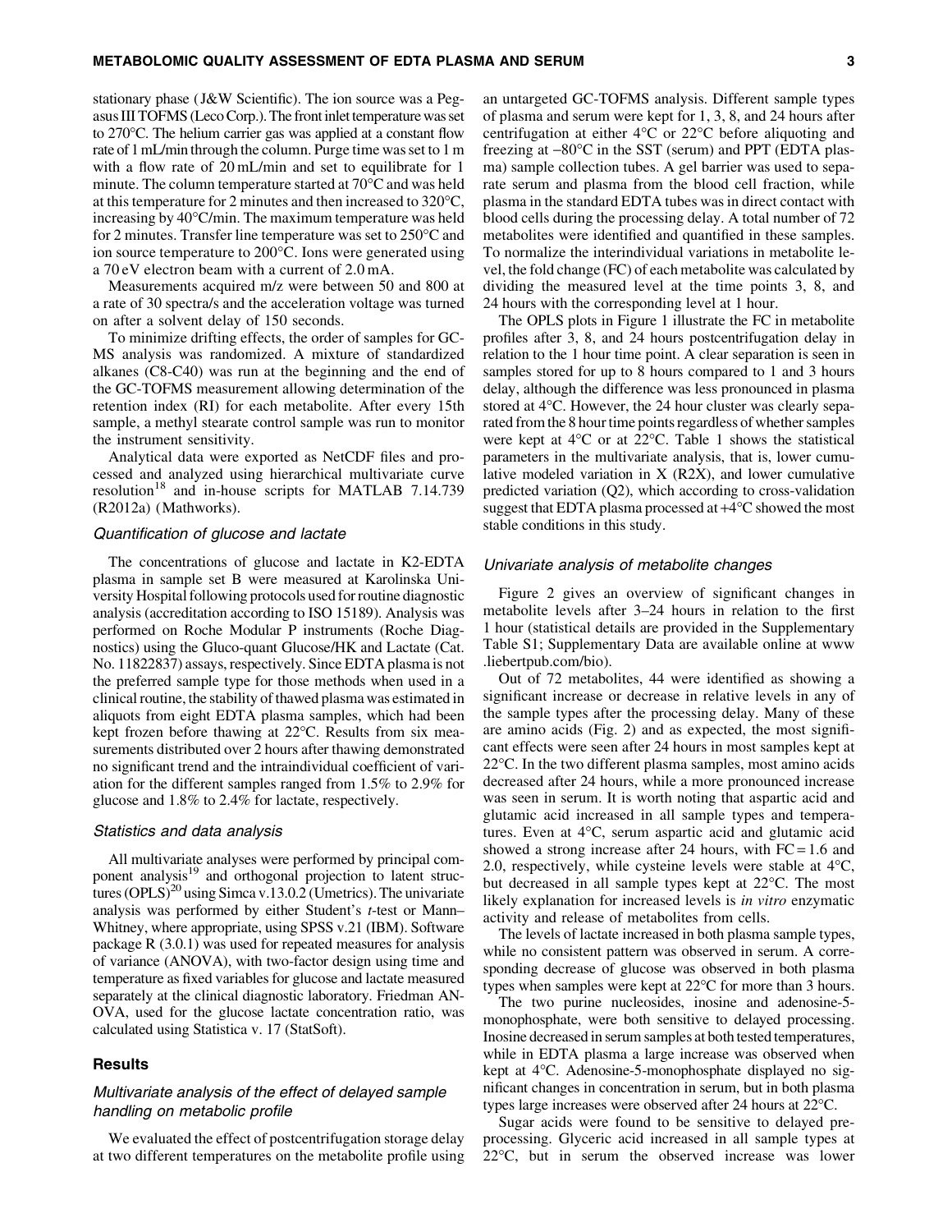stationary phase (J&W Scientific). The ion source was a Pegasus III TOFMS (Leco Corp.). The front inlet temperature was set to 270°C. The helium carrier gas was applied at a constant flow rate of 1 mL/min through the column. Purge time was set to 1 m with a flow rate of 20 mL/min and set to equilibrate for 1 minute. The column temperature started at 70°C and was held at this temperature for 2 minutes and then increased to 320°C, increasing by 40°C/min. The maximum temperature was held for 2 minutes. Transfer line temperature was set to 250°C and ion source temperature to 200°C. Ions were generated using a 70 eV electron beam with a current of 2.0 mA.

Measurements acquired m/z were between 50 and 800 at a rate of 30 spectra/s and the acceleration voltage was turned on after a solvent delay of 150 seconds.

To minimize drifting effects, the order of samples for GC-MS analysis was randomized. A mixture of standardized alkanes (C8-C40) was run at the beginning and the end of the GC-TOFMS measurement allowing determination of the retention index (RI) for each metabolite. After every 15th sample, a methyl stearate control sample was run to monitor the instrument sensitivity.

Analytical data were exported as NetCDF files and processed and analyzed using hierarchical multivariate curve resolution[18] and in-house scripts for MATLAB 7.14.739 (R2012a) (Mathworks).

### *Quantification of glucose and lactate*

The concentrations of glucose and lactate in K2-EDTA plasma in sample set B were measured at Karolinska University Hospital following protocols used for routine diagnostic analysis (accreditation according to ISO 15189). Analysis was performed on Roche Modular P instruments (Roche Diagnostics) using the Gluco-quant Glucose/HK and Lactate (Cat. No. 11822837) assays, respectively. Since EDTA plasma is not the preferred sample type for those methods when used in a clinical routine, the stability of thawed plasma was estimated in aliquots from eight EDTA plasma samples, which had been kept frozen before thawing at 22°C. Results from six measurements distributed over 2 hours after thawing demonstrated no significant trend and the intraindividual coefficient of variation for the different samples ranged from 1.5% to 2.9% for glucose and 1.8% to 2.4% for lactate, respectively.

### *Statistics and data analysis*

All multivariate analyses were performed by principal component analysis[19] and orthogonal projection to latent structures (OPLS)[20] using Simca v.13.0.2 (Umetrics). The univariate analysis was performed by either Student's *t*-test or Mann–Whitney, where appropriate, using SPSS v.21 (IBM). Software package R (3.0.1) was used for repeated measures for analysis of variance (ANOVA), with two-factor design using time and temperature as fixed variables for glucose and lactate measured separately at the clinical diagnostic laboratory. Friedman ANOVA, used for the glucose lactate concentration ratio, was calculated using Statistica v. 17 (StatSoft).

## Results

### *Multivariate analysis of the effect of delayed sample handling on metabolic profile*

We evaluated the effect of postcentrifugation storage delay at two different temperatures on the metabolite profile using an untargeted GC-TOFMS analysis. Different sample types of plasma and serum were kept for 1, 3, 8, and 24 hours after centrifugation at either 4°C or 22°C before aliquoting and freezing at −80°C in the SST (serum) and PPT (EDTA plasma) sample collection tubes. A gel barrier was used to separate serum and plasma from the blood cell fraction, while plasma in the standard EDTA tubes was in direct contact with blood cells during the processing delay. A total number of 72 metabolites were identified and quantified in these samples. To normalize the interindividual variations in metabolite level, the fold change (FC) of each metabolite was calculated by dividing the measured level at the time points 3, 8, and 24 hours with the corresponding level at 1 hour.

The OPLS plots in Figure 1 illustrate the FC in metabolite profiles after 3, 8, and 24 hours postcentrifugation delay in relation to the 1 hour time point. A clear separation is seen in samples stored for up to 8 hours compared to 1 and 3 hours delay, although the difference was less pronounced in plasma stored at 4°C. However, the 24 hour cluster was clearly separated from the 8 hour time points regardless of whether samples were kept at 4°C or at 22°C. Table 1 shows the statistical parameters in the multivariate analysis, that is, lower cumulative modeled variation in X (R2X), and lower cumulative predicted variation (Q2), which according to cross-validation suggest that EDTA plasma processed at +4°C showed the most stable conditions in this study.

### *Univariate analysis of metabolite changes*

Figure 2 gives an overview of significant changes in metabolite levels after 3–24 hours in relation to the first 1 hour (statistical details are provided in the Supplementary Table S1; Supplementary Data are available online at www.liebertpub.com/bio).

Out of 72 metabolites, 44 were identified as showing a significant increase or decrease in relative levels in any of the sample types after the processing delay. Many of these are amino acids (Fig. 2) and as expected, the most significant effects were seen after 24 hours in most samples kept at 22°C. In the two different plasma samples, most amino acids decreased after 24 hours, while a more pronounced increase was seen in serum. It is worth noting that aspartic acid and glutamic acid increased in all sample types and temperatures. Even at 4°C, serum aspartic acid and glutamic acid showed a strong increase after 24 hours, with FC = 1.6 and 2.0, respectively, while cysteine levels were stable at 4°C, but decreased in all sample types kept at 22°C. The most likely explanation for increased levels is *in vitro* enzymatic activity and release of metabolites from cells.

The levels of lactate increased in both plasma sample types, while no consistent pattern was observed in serum. A corresponding decrease of glucose was observed in both plasma types when samples were kept at 22°C for more than 3 hours.

The two purine nucleosides, inosine and adenosine-5-monophosphate, were both sensitive to delayed processing. Inosine decreased in serum samples at both tested temperatures, while in EDTA plasma a large increase was observed when kept at 4°C. Adenosine-5-monophosphate displayed no significant changes in concentration in serum, but in both plasma types large increases were observed after 24 hours at 22°C.

Sugar acids were found to be sensitive to delayed preprocessing. Glyceric acid increased in all sample types at 22°C, but in serum the observed increase was lower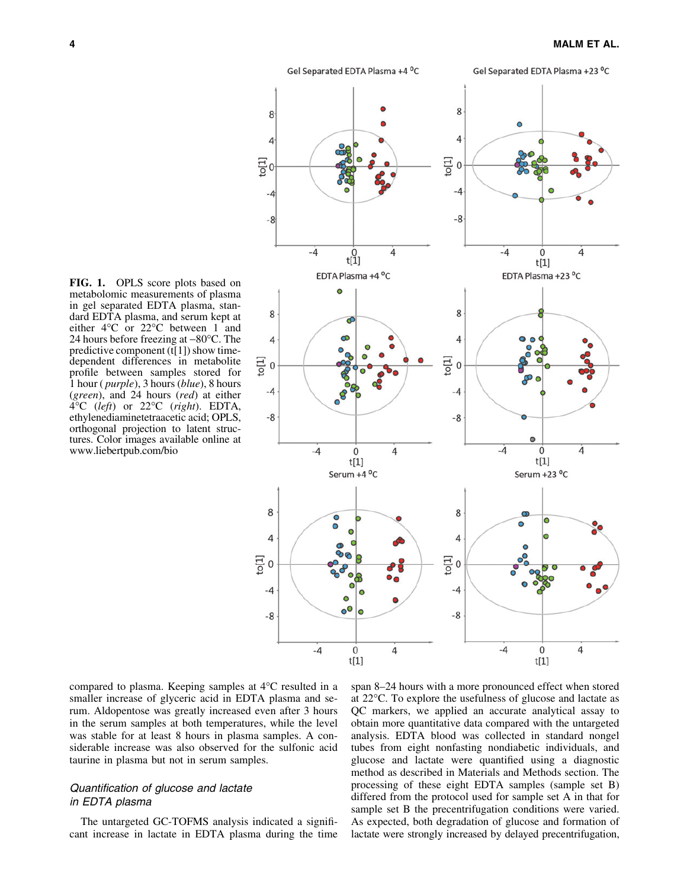**FIG. 1.** OPLS score plots based on metabolomic measurements of plasma in gel separated EDTA plasma, standard EDTA plasma, and serum kept at either 4°C or 22°C between 1 and 24 hours before freezing at −80°C. The predictive component (t[1]) show time-dependent differences in metabolite profile between samples stored for 1 hour (*purple*), 3 hours (*blue*), 8 hours (*green*), and 24 hours (*red*) at either 4°C (*left*) or 22°C (*right*). EDTA, ethylenediaminetetraacetic acid; OPLS, orthogonal projection to latent structures. Color images available online at www.liebertpub.com/bio

compared to plasma. Keeping samples at 4°C resulted in a smaller increase of glyceric acid in EDTA plasma and serum. Aldopentose was greatly increased even after 3 hours in the serum samples at both temperatures, while the level was stable for at least 8 hours in plasma samples. A considerable increase was also observed for the sulfonic acid taurine in plasma but not in serum samples.

## *Quantification of glucose and lactate in EDTA plasma*

The untargeted GC-TOFMS analysis indicated a significant increase in lactate in EDTA plasma during the time span 8–24 hours with a more pronounced effect when stored at 22°C. To explore the usefulness of glucose and lactate as QC markers, we applied an accurate analytical assay to obtain more quantitative data compared with the untargeted analysis. EDTA blood was collected in standard nongel tubes from eight nonfasting nondiabetic individuals, and glucose and lactate were quantified using a diagnostic method as described in Materials and Methods section. The processing of these eight EDTA samples (sample set B) differed from the protocol used for sample set A in that for sample set B the precentrifugation conditions were varied. As expected, both degradation of glucose and formation of lactate were strongly increased by delayed precentrifugation,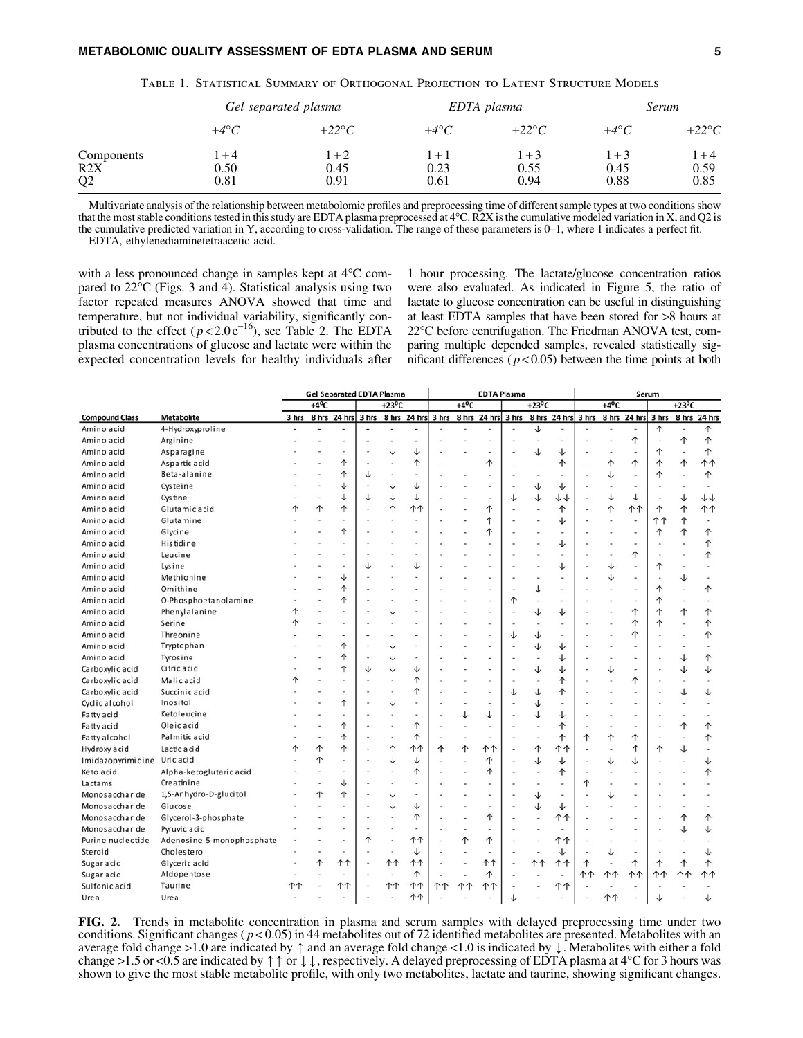Table 1. Statistical Summary of Orthogonal Projection to Latent Structure Models

| | *Gel separated plasma* | | *EDTA plasma* | | *Serum* | |
|---|---|---|---|---|---|---|
| | *+4°C* | *+22°C* | *+4°C* | *+22°C* | *+4°C* | *+22°C* |
| Components | 1 + 4 | 1 + 2 | 1 + 1 | 1 + 3 | 1 + 3 | 1 + 4 |
| R2X | 0.50 | 0.45 | 0.23 | 0.55 | 0.45 | 0.59 |
| Q2 | 0.81 | 0.91 | 0.61 | 0.94 | 0.88 | 0.85 |

Multivariate analysis of the relationship between metabolomic profiles and preprocessing time of different sample types at two conditions show that the most stable conditions tested in this study are EDTA plasma preprocessed at 4°C. R2X is the cumulative modeled variation in X, and Q2 is the cumulative predicted variation in Y, according to cross-validation. The range of these parameters is 0–1, where 1 indicates a perfect fit.

EDTA, ethylenediaminetetraacetic acid.

with a less pronounced change in samples kept at 4°C compared to 22°C (Figs. 3 and 4). Statistical analysis using two factor repeated measures ANOVA showed that time and temperature, but not individual variability, significantly contributed to the effect ($p < 2.0e^{-16}$), see Table 2. The EDTA plasma concentrations of glucose and lactate were within the expected concentration levels for healthy individuals after 1 hour processing. The lactate/glucose concentration ratios were also evaluated. As indicated in Figure 5, the ratio of lactate to glucose concentration can be useful in distinguishing at least EDTA samples that have been stored for >8 hours at 22°C before centrifugation. The Friedman ANOVA test, comparing multiple depended samples, revealed statistically significant differences ($p < 0.05$) between the time points at both

| | | Gel Separated EDTA Plasma | | | | | | EDTA Plasma | | | | | | Serum | | | | | |
|---|---|---|---|---|---|---|---|---|---|---|---|---|---|---|---|---|---|---|---|
| | | +4°C | | | +23°C | | | +4°C | | | +23°C | | | +4°C | | | +23°C | | |
| **Compound Class** | **Metabolite** | 3 hrs | 8 hrs | 24 hrs | 3 hrs | 8 hrs | 24 hrs | 3 hrs | 8 hrs | 24 hrs | 3 hrs | 8 hrs | 24 hrs | 3 hrs | 8 hrs | 24 hrs | 3 hrs | 8 hrs | 24 hrs |
| Amino acid | 4-Hydroxyproline | - | - | - | - | - | - | - | - | - | - | ↓ | - | - | - | - | ↑ | - | ↑ |
| Amino acid | Arginine | - | - | - | - | - | - | - | - | - | - | - | - | - | - | ↑ | - | ↑ | ↑ |
| Amino acid | Asparagine | - | - | - | - | ↓ | ↓ | - | - | - | - | ↓ | ↓ | - | - | - | ↑ | - | ↑ |
| Amino acid | Aspartic acid | - | - | ↑ | - | - | ↑ | - | - | ↑ | - | - | ↑ | - | ↑ | ↑ | ↑ | ↑ | ↑↑ |
| Amino acid | Beta-alanine | - | - | ↑ | ↓ | - | - | - | - | - | - | - | - | - | ↓ | - | ↑ | - | ↑ |
| Amino acid | Cysteine | - | - | ↓ | - | ↓ | ↓ | - | - | - | - | ↓ | ↓ | - | - | - | - | - | - |
| Amino acid | Cystine | - | - | ↓ | ↓ | ↓ | ↓ | - | - | - | ↓ | ↓ | ↓↓ | - | ↓ | ↓ | - | ↓ | ↓↓ |
| Amino acid | Glutamic acid | ↑ | ↑ | ↑ | - | ↑ | ↑↑ | - | - | ↑ | - | - | ↑ | - | ↑ | ↑↑ | ↑ | ↑ | ↑↑ |
| Amino acid | Glutamine | - | - | - | - | - | - | - | - | ↑ | - | - | ↓ | - | - | - | ↑↑ | ↑ | - |
| Amino acid | Glycine | - | - | ↑ | - | - | - | - | - | ↑ | - | - | - | - | - | - | ↑ | ↑ | ↑ |
| Amino acid | Histidine | - | - | - | - | - | - | - | - | - | - | - | ↓ | - | - | - | - | - | ↑ |
| Amino acid | Leucine | - | - | - | - | - | - | - | - | - | - | - | - | - | - | ↑ | - | - | ↑ |
| Amino acid | Lysine | - | - | - | ↓ | - | ↓ | - | - | - | - | - | ↓ | - | ↓ | - | ↑ | - | - |
| Amino acid | Methionine | - | - | ↓ | - | - | - | - | - | - | - | - | - | - | ↓ | - | - | ↓ | - |
| Amino acid | Ornithine | - | - | ↑ | - | - | - | - | - | - | - | ↓ | - | - | - | - | ↑ | - | ↑ |
| Amino acid | O-Phosphoethanolamine | - | - | ↑ | - | - | - | - | - | - | ↑ | - | - | - | - | - | ↑ | - | - |
| Amino acid | Phenylalanine | ↑ | - | - | - | ↓ | - | - | - | - | - | ↓ | ↓ | - | - | ↑ | ↑ | ↑ | ↑ |
| Amino acid | Serine | ↑ | - | - | - | - | - | - | - | - | - | - | - | - | - | ↑ | ↑ | - | ↑ |
| Amino acid | Threonine | - | - | - | - | - | - | - | - | - | ↓ | ↓ | - | - | - | ↑ | - | - | ↑ |
| Amino acid | Tryptophan | - | - | ↑ | - | ↓ | - | - | - | - | - | ↓ | ↓ | - | - | - | - | - | - |
| Amino acid | Tyrosine | - | - | ↑ | - | ↓ | - | - | - | - | - | - | ↓ | - | - | - | - | ↓ | ↑ |
| Carboxylic acid | Citric acid | - | - | ↑ | ↓ | ↓ | ↓ | - | - | - | - | ↓ | ↓ | - | ↓ | - | - | ↓ | ↓ |
| Carboxylic acid | Malic acid | ↑ | - | - | - | - | ↑ | - | - | - | - | - | ↑ | - | - | ↑ | - | - | - |
| Carboxylic acid | Succinic acid | - | - | - | - | - | ↑ | - | - | - | ↓ | ↓ | ↑ | - | - | - | - | ↓ | ↓ |
| Cyclic alcohol | Inositol | - | - | ↑ | - | ↓ | - | - | - | - | - | ↓ | - | - | - | - | - | - | - |
| Fatty acid | Ketoleucine | - | - | - | - | - | - | - | ↓ | ↓ | - | ↓ | ↓ | - | - | - | - | - | - |
| Fatty acid | Oleic acid | - | - | ↑ | - | - | ↑ | - | - | - | - | - | ↑ | - | - | - | - | ↑ | ↑ |
| Fatty alcohol | Palmitic acid | - | - | ↑ | - | - | ↑ | - | - | - | - | - | ↑ | ↑ | ↑ | ↑ | - | - | ↑ |
| Hydroxy acid | Lactic acid | ↑ | ↑ | ↑ | - | ↑ | ↑↑ | ↑ | ↑ | ↑↑ | - | ↑ | ↑↑ | - | - | ↑ | ↑ | ↓ | - |
| Imidazopyrimidine | Uric acid | - | ↑ | - | - | ↓ | ↓ | - | - | ↑ | - | ↓ | ↓ | - | ↓ | ↓ | - | - | ↓ |
| Keto acid | Alpha-ketoglutaric acid | - | - | - | - | - | ↑ | - | - | ↑ | - | - | ↑ | - | - | - | - | - | ↑ |
| Lactams | Creatinine | - | - | ↓ | - | - | - | - | - | - | - | - | - | ↑ | - | - | - | - | - |
| Monosaccharide | 1,5-Anhydro-D-glucitol | - | ↑ | ↑ | - | ↓ | - | - | - | - | - | ↓ | - | - | ↓ | - | - | - | - |
| Monosaccharide | Glucose | - | - | - | - | ↓ | ↓ | - | - | - | - | ↓ | ↓ | - | - | - | - | - | - |
| Monosaccharide | Glycerol-3-phosphate | - | - | - | - | - | ↑ | - | - | ↑ | - | - | ↑↑ | - | - | - | - | ↑ | ↑ |
| Monosaccharide | Pyruvic acid | - | - | - | - | - | - | - | - | - | - | - | - | - | - | - | - | ↓ | ↓ |
| Purine nucleotide | Adenosine-5-monophosphate | - | - | - | ↑ | - | ↑↑ | - | ↑ | ↑ | - | - | ↑↑ | - | - | - | - | - | - |
| Steroid | Cholesterol | - | - | - | - | - | ↓ | - | - | - | - | - | ↓ | - | ↓ | - | - | - | ↓ |
| Sugar acid | Glyceric acid | - | ↑ | ↑↑ | - | ↑↑ | ↑↑ | - | - | ↑↑ | - | ↑↑ | ↑↑ | ↑ | - | ↑ | ↑ | ↑ | ↑ |
| Sugar acid | Aldopentose | - | - | - | - | - | ↑ | - | - | ↑ | - | - | - | ↑↑ | ↑↑ | ↑↑ | ↑↑ | ↑↑ | ↑↑ |
| Sulfonic acid | Taurine | ↑↑ | - | ↑↑ | - | ↑↑ | ↑↑ | ↑↑ | ↑↑ | ↑↑ | - | - | ↑↑ | - | - | - | - | - | - |
| Urea | Urea | - | - | - | - | - | ↑↑ | - | - | - | ↓ | - | - | - | ↑↑ | - | ↓ | - | ↓ |

**FIG. 2.** Trends in metabolite concentration in plasma and serum samples with delayed preprocessing time under two conditions. Significant changes ($p < 0.05$) in 44 metabolites out of 72 identified metabolites are presented. Metabolites with an average fold change >1.0 are indicated by ↑ and an average fold change <1.0 is indicated by ↓. Metabolites with either a fold change >1.5 or <0.5 are indicated by ↑↑ or ↓↓, respectively. A delayed preprocessing of EDTA plasma at 4°C for 3 hours was shown to give the most stable metabolite profile, with only two metabolites, lactate and taurine, showing significant changes.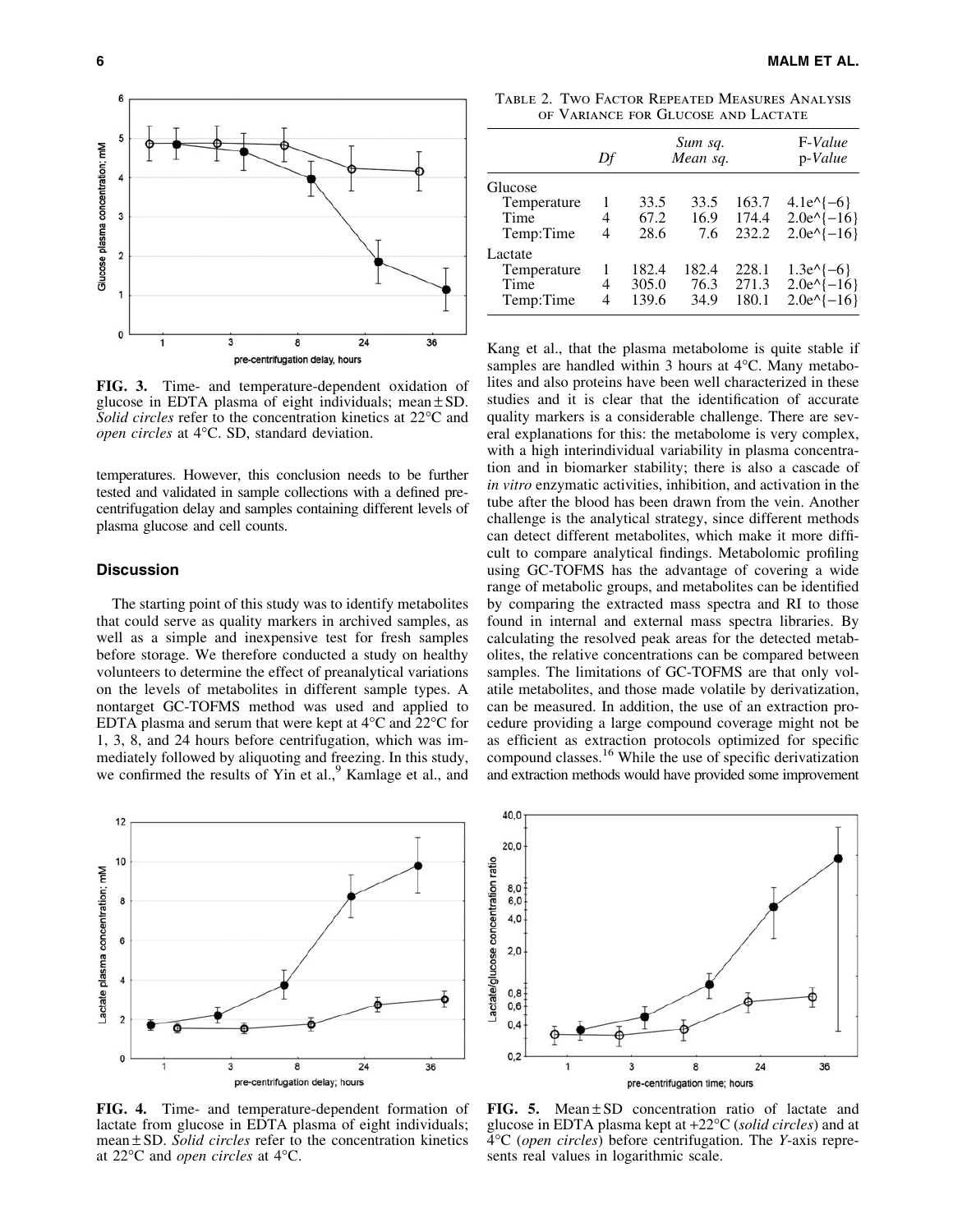FIG. 3. Time- and temperature-dependent oxidation of glucose in EDTA plasma of eight individuals; mean ± SD. *Solid circles* refer to the concentration kinetics at 22°C and *open circles* at 4°C. SD, standard deviation.

temperatures. However, this conclusion needs to be further tested and validated in sample collections with a defined pre-centrifugation delay and samples containing different levels of plasma glucose and cell counts.

## Discussion

The starting point of this study was to identify metabolites that could serve as quality markers in archived samples, as well as a simple and inexpensive test for fresh samples before storage. We therefore conducted a study on healthy volunteers to determine the effect of preanalytical variations on the levels of metabolites in different sample types. A nontarget GC-TOFMS method was used and applied to EDTA plasma and serum that were kept at 4°C and 22°C for 1, 3, 8, and 24 hours before centrifugation, which was immediately followed by aliquoting and freezing. In this study, we confirmed the results of Yin et al.,[9] Kamlage et al., and Kang et al., that the plasma metabolome is quite stable if samples are handled within 3 hours at 4°C. Many metabolites and also proteins have been well characterized in these studies and it is clear that the identification of accurate quality markers is a considerable challenge. There are several explanations for this: the metabolome is very complex, with a high interindividual variability in plasma concentration and in biomarker stability; there is also a cascade of *in vitro* enzymatic activities, inhibition, and activation in the tube after the blood has been drawn from the vein. Another challenge is the analytical strategy, since different methods can detect different metabolites, which make it more difficult to compare analytical findings. Metabolomic profiling using GC-TOFMS has the advantage of covering a wide range of metabolic groups, and metabolites can be identified by comparing the extracted mass spectra and RI to those found in internal and external mass spectra libraries. By calculating the resolved peak areas for the detected metabolites, the relative concentrations can be compared between samples. The limitations of GC-TOFMS are that only volatile metabolites, and those made volatile by derivatization, can be measured. In addition, the use of an extraction procedure providing a large compound coverage might not be as efficient as extraction protocols optimized for specific compound classes.[16] While the use of specific derivatization and extraction methods would have provided some improvement

Table 2. Two Factor Repeated Measures Analysis of Variance for Glucose and Lactate

| | *Df* | *Sum sq.* | *Mean sq.* | *F-Value* | *p-Value* |
|---|---|---|---|---|---|
| Glucose | | | | | |
| Temperature | 1 | 33.5 | 33.5 | 163.7 | 4.1e^{−6} |
| Time | 4 | 67.2 | 16.9 | 174.4 | 2.0e^{−16} |
| Temp:Time | 4 | 28.6 | 7.6 | 232.2 | 2.0e^{−16} |
| Lactate | | | | | |
| Temperature | 1 | 182.4 | 182.4 | 228.1 | 1.3e^{−6} |
| Time | 4 | 305.0 | 76.3 | 271.3 | 2.0e^{−16} |
| Temp:Time | 4 | 139.6 | 34.9 | 180.1 | 2.0e^{−16} |

FIG. 4. Time- and temperature-dependent formation of lactate from glucose in EDTA plasma of eight individuals; mean ± SD. *Solid circles* refer to the concentration kinetics at 22°C and *open circles* at 4°C.

FIG. 5. Mean ± SD concentration ratio of lactate and glucose in EDTA plasma kept at +22°C (*solid circles*) and at 4°C (*open circles*) before centrifugation. The *Y*-axis represents real values in logarithmic scale.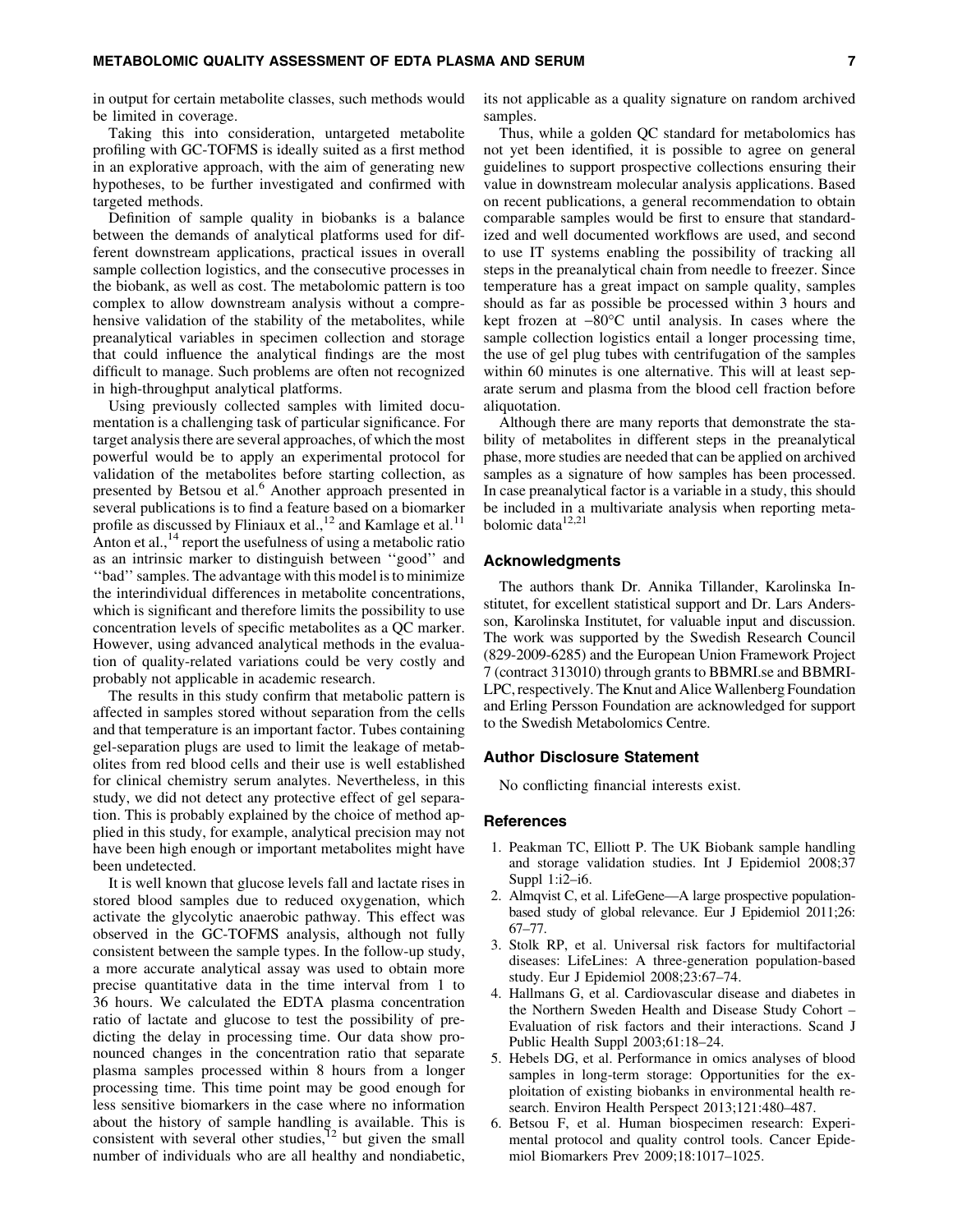in output for certain metabolite classes, such methods would be limited in coverage.

Taking this into consideration, untargeted metabolite profiling with GC-TOFMS is ideally suited as a first method in an explorative approach, with the aim of generating new hypotheses, to be further investigated and confirmed with targeted methods.

Definition of sample quality in biobanks is a balance between the demands of analytical platforms used for different downstream applications, practical issues in overall sample collection logistics, and the consecutive processes in the biobank, as well as cost. The metabolomic pattern is too complex to allow downstream analysis without a comprehensive validation of the stability of the metabolites, while preanalytical variables in specimen collection and storage that could influence the analytical findings are the most difficult to manage. Such problems are often not recognized in high-throughput analytical platforms.

Using previously collected samples with limited documentation is a challenging task of particular significance. For target analysis there are several approaches, of which the most powerful would be to apply an experimental protocol for validation of the metabolites before starting collection, as presented by Betsou et al.[6] Another approach presented in several publications is to find a feature based on a biomarker profile as discussed by Fliniaux et al.,[12] and Kamlage et al.[11] Anton et al.,[14] report the usefulness of using a metabolic ratio as an intrinsic marker to distinguish between ''good'' and ''bad'' samples. The advantage with this model is to minimize the interindividual differences in metabolite concentrations, which is significant and therefore limits the possibility to use concentration levels of specific metabolites as a QC marker. However, using advanced analytical methods in the evaluation of quality-related variations could be very costly and probably not applicable in academic research.

The results in this study confirm that metabolic pattern is affected in samples stored without separation from the cells and that temperature is an important factor. Tubes containing gel-separation plugs are used to limit the leakage of metabolites from red blood cells and their use is well established for clinical chemistry serum analytes. Nevertheless, in this study, we did not detect any protective effect of gel separation. This is probably explained by the choice of method applied in this study, for example, analytical precision may not have been high enough or important metabolites might have been undetected.

It is well known that glucose levels fall and lactate rises in stored blood samples due to reduced oxygenation, which activate the glycolytic anaerobic pathway. This effect was observed in the GC-TOFMS analysis, although not fully consistent between the sample types. In the follow-up study, a more accurate analytical assay was used to obtain more precise quantitative data in the time interval from 1 to 36 hours. We calculated the EDTA plasma concentration ratio of lactate and glucose to test the possibility of predicting the delay in processing time. Our data show pronounced changes in the concentration ratio that separate plasma samples processed within 8 hours from a longer processing time. This time point may be good enough for less sensitive biomarkers in the case where no information about the history of sample handling is available. This is consistent with several other studies,[12] but given the small number of individuals who are all healthy and nondiabetic, its not applicable as a quality signature on random archived samples.

Thus, while a golden QC standard for metabolomics has not yet been identified, it is possible to agree on general guidelines to support prospective collections ensuring their value in downstream molecular analysis applications. Based on recent publications, a general recommendation to obtain comparable samples would be first to ensure that standardized and well documented workflows are used, and second to use IT systems enabling the possibility of tracking all steps in the preanalytical chain from needle to freezer. Since temperature has a great impact on sample quality, samples should as far as possible be processed within 3 hours and kept frozen at −80°C until analysis. In cases where the sample collection logistics entail a longer processing time, the use of gel plug tubes with centrifugation of the samples within 60 minutes is one alternative. This will at least separate serum and plasma from the blood cell fraction before aliquotation.

Although there are many reports that demonstrate the stability of metabolites in different steps in the preanalytical phase, more studies are needed that can be applied on archived samples as a signature of how samples has been processed. In case preanalytical factor is a variable in a study, this should be included in a multivariate analysis when reporting metabolomic data[12,21]

## Acknowledgments

The authors thank Dr. Annika Tillander, Karolinska Institutet, for excellent statistical support and Dr. Lars Andersson, Karolinska Institutet, for valuable input and discussion. The work was supported by the Swedish Research Council (829-2009-6285) and the European Union Framework Project 7 (contract 313010) through grants to BBMRI.se and BBMRI-LPC, respectively. The Knut and Alice Wallenberg Foundation and Erling Persson Foundation are acknowledged for support to the Swedish Metabolomics Centre.

## Author Disclosure Statement

No conflicting financial interests exist.

## References

1. Peakman TC, Elliott P. The UK Biobank sample handling and storage validation studies. Int J Epidemiol 2008;37 Suppl 1:i2–i6.
2. Almqvist C, et al. LifeGene—A large prospective population-based study of global relevance. Eur J Epidemiol 2011;26: 67–77.
3. Stolk RP, et al. Universal risk factors for multifactorial diseases: LifeLines: A three-generation population-based study. Eur J Epidemiol 2008;23:67–74.
4. Hallmans G, et al. Cardiovascular disease and diabetes in the Northern Sweden Health and Disease Study Cohort – Evaluation of risk factors and their interactions. Scand J Public Health Suppl 2003;61:18–24.
5. Hebels DG, et al. Performance in omics analyses of blood samples in long-term storage: Opportunities for the exploitation of existing biobanks in environmental health research. Environ Health Perspect 2013;121:480–487.
6. Betsou F, et al. Human biospecimen research: Experimental protocol and quality control tools. Cancer Epidemiol Biomarkers Prev 2009;18:1017–1025.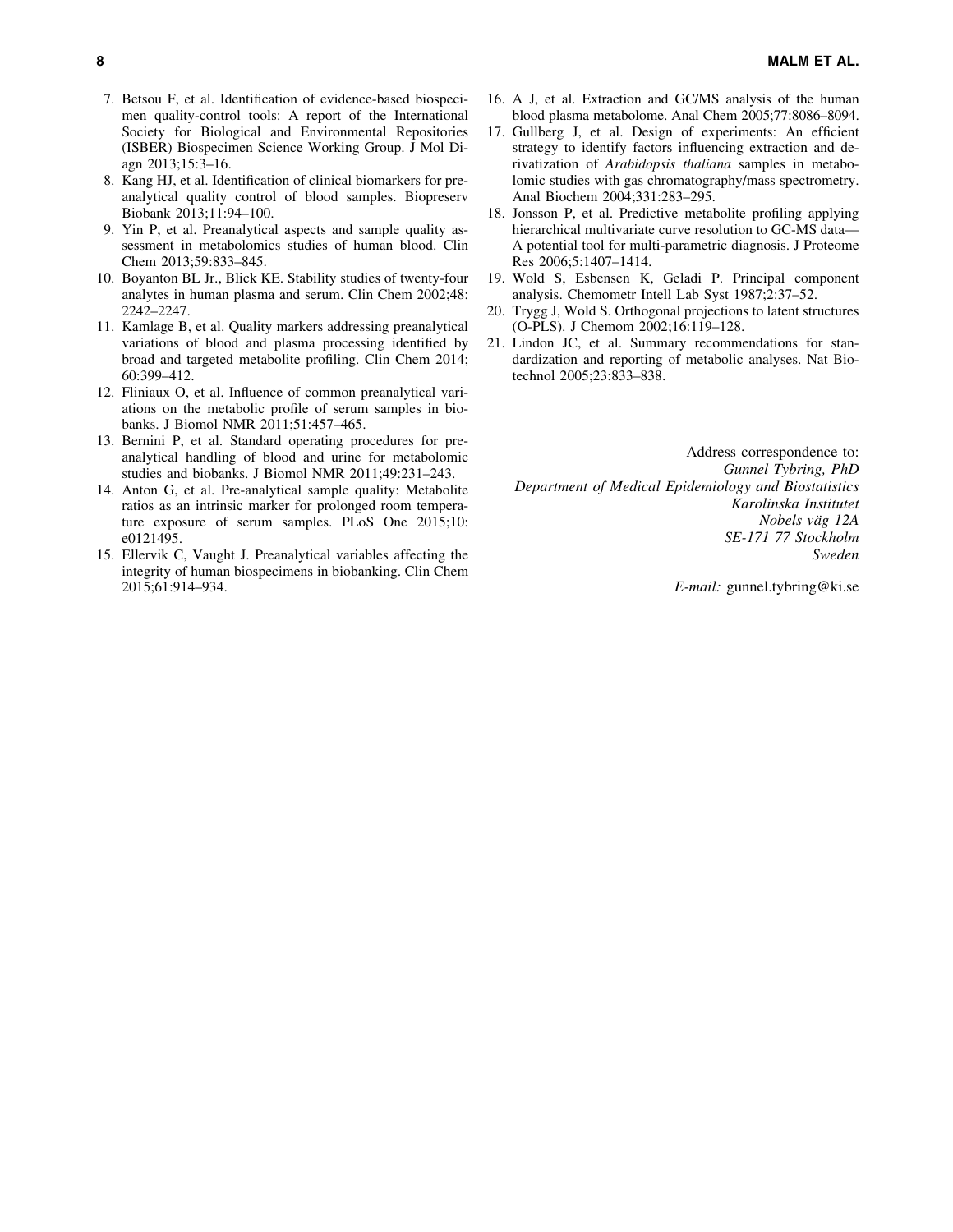7. Betsou F, et al. Identification of evidence-based biospecimen quality-control tools: A report of the International Society for Biological and Environmental Repositories (ISBER) Biospecimen Science Working Group. J Mol Diagn 2013;15:3–16.
8. Kang HJ, et al. Identification of clinical biomarkers for preanalytical quality control of blood samples. Biopreserv Biobank 2013;11:94–100.
9. Yin P, et al. Preanalytical aspects and sample quality assessment in metabolomics studies of human blood. Clin Chem 2013;59:833–845.
10. Boyanton BL Jr., Blick KE. Stability studies of twenty-four analytes in human plasma and serum. Clin Chem 2002;48: 2242–2247.
11. Kamlage B, et al. Quality markers addressing preanalytical variations of blood and plasma processing identified by broad and targeted metabolite profiling. Clin Chem 2014; 60:399–412.
12. Fliniaux O, et al. Influence of common preanalytical variations on the metabolic profile of serum samples in biobanks. J Biomol NMR 2011;51:457–465.
13. Bernini P, et al. Standard operating procedures for preanalytical handling of blood and urine for metabolomic studies and biobanks. J Biomol NMR 2011;49:231–243.
14. Anton G, et al. Pre-analytical sample quality: Metabolite ratios as an intrinsic marker for prolonged room temperature exposure of serum samples. PLoS One 2015;10: e0121495.
15. Ellervik C, Vaught J. Preanalytical variables affecting the integrity of human biospecimens in biobanking. Clin Chem 2015;61:914–934.
16. A J, et al. Extraction and GC/MS analysis of the human blood plasma metabolome. Anal Chem 2005;77:8086–8094.
17. Gullberg J, et al. Design of experiments: An efficient strategy to identify factors influencing extraction and derivatization of *Arabidopsis thaliana* samples in metabolomic studies with gas chromatography/mass spectrometry. Anal Biochem 2004;331:283–295.
18. Jonsson P, et al. Predictive metabolite profiling applying hierarchical multivariate curve resolution to GC-MS data—A potential tool for multi-parametric diagnosis. J Proteome Res 2006;5:1407–1414.
19. Wold S, Esbensen K, Geladi P. Principal component analysis. Chemometr Intell Lab Syst 1987;2:37–52.
20. Trygg J, Wold S. Orthogonal projections to latent structures (O-PLS). J Chemom 2002;16:119–128.
21. Lindon JC, et al. Summary recommendations for standardization and reporting of metabolic analyses. Nat Biotechnol 2005;23:833–838.

Address correspondence to:
*Gunnel Tybring, PhD*
*Department of Medical Epidemiology and Biostatistics*
*Karolinska Institutet*
*Nobels väg 12A*
*SE-171 77 Stockholm*
*Sweden*

*E-mail:* gunnel.tybring@ki.se